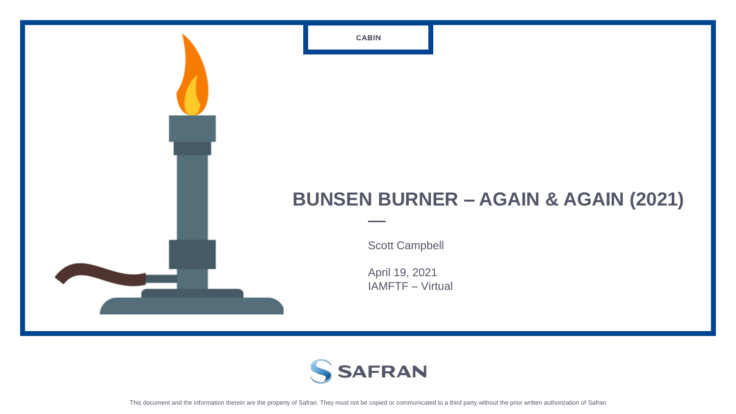CABIN

# BUNSEN BURNER – AGAIN & AGAIN (2021)

Scott Campbell

April 19, 2021
IAMFTF – Virtual

SAFRAN

This document and the information therein are the property of Safran. They must not be copied or communicated to a third party without the prior written authorization of Safran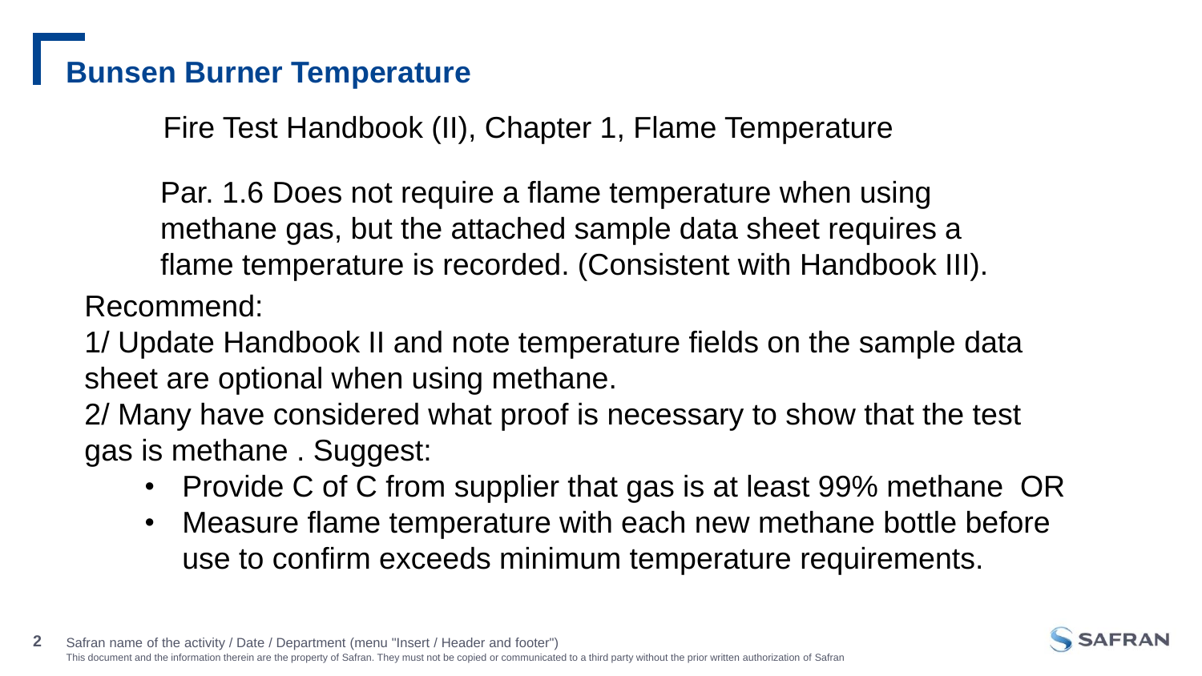# Bunsen Burner Temperature

Fire Test Handbook (II), Chapter 1, Flame Temperature

Par. 1.6 Does not require a flame temperature when using methane gas, but the attached sample data sheet requires a flame temperature is recorded. (Consistent with Handbook III).

Recommend:

1/ Update Handbook II and note temperature fields on the sample data sheet are optional when using methane.

2/ Many have considered what proof is necessary to show that the test gas is methane . Suggest:

- Provide C of C from supplier that gas is at least 99% methane OR
- Measure flame temperature with each new methane bottle before use to confirm exceeds minimum temperature requirements.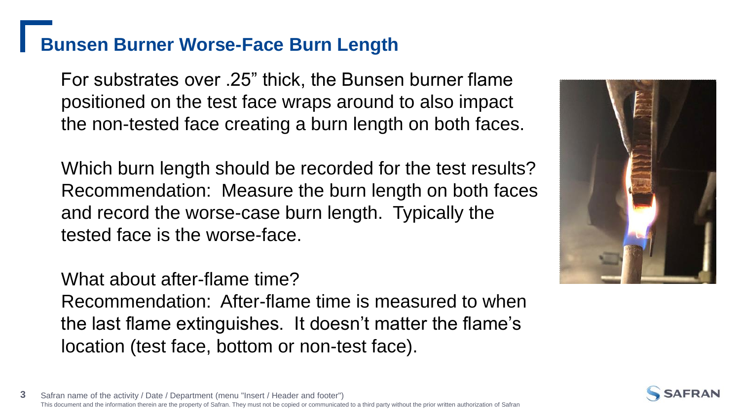# Bunsen Burner Worse-Face Burn Length

For substrates over .25” thick, the Bunsen burner flame positioned on the test face wraps around to also impact the non-tested face creating a burn length on both faces.

Which burn length should be recorded for the test results? Recommendation: Measure the burn length on both faces and record the worse-case burn length. Typically the tested face is the worse-face.

What about after-flame time?
Recommendation: After-flame time is measured to when the last flame extinguishes. It doesn’t matter the flame’s location (test face, bottom or non-test face).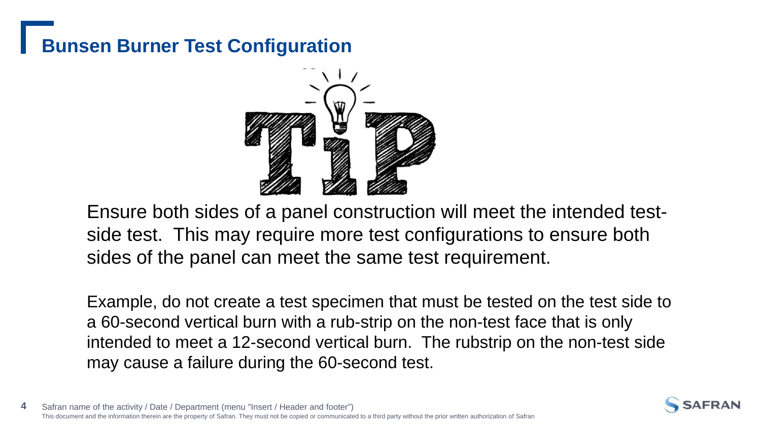# Bunsen Burner Test Configuration

TIP

Ensure both sides of a panel construction will meet the intended test-side test. This may require more test configurations to ensure both sides of the panel can meet the same test requirement.

Example, do not create a test specimen that must be tested on the test side to a 60-second vertical burn with a rub-strip on the non-test face that is only intended to meet a 12-second vertical burn. The rubstrip on the non-test side may cause a failure during the 60-second test.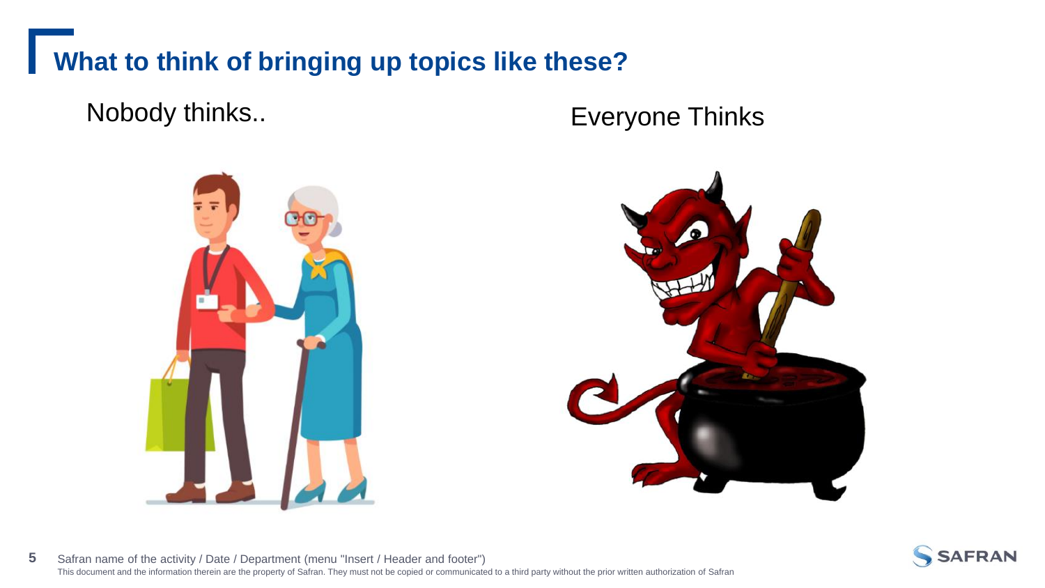# What to think of bringing up topics like these?

Nobody thinks..

Everyone Thinks